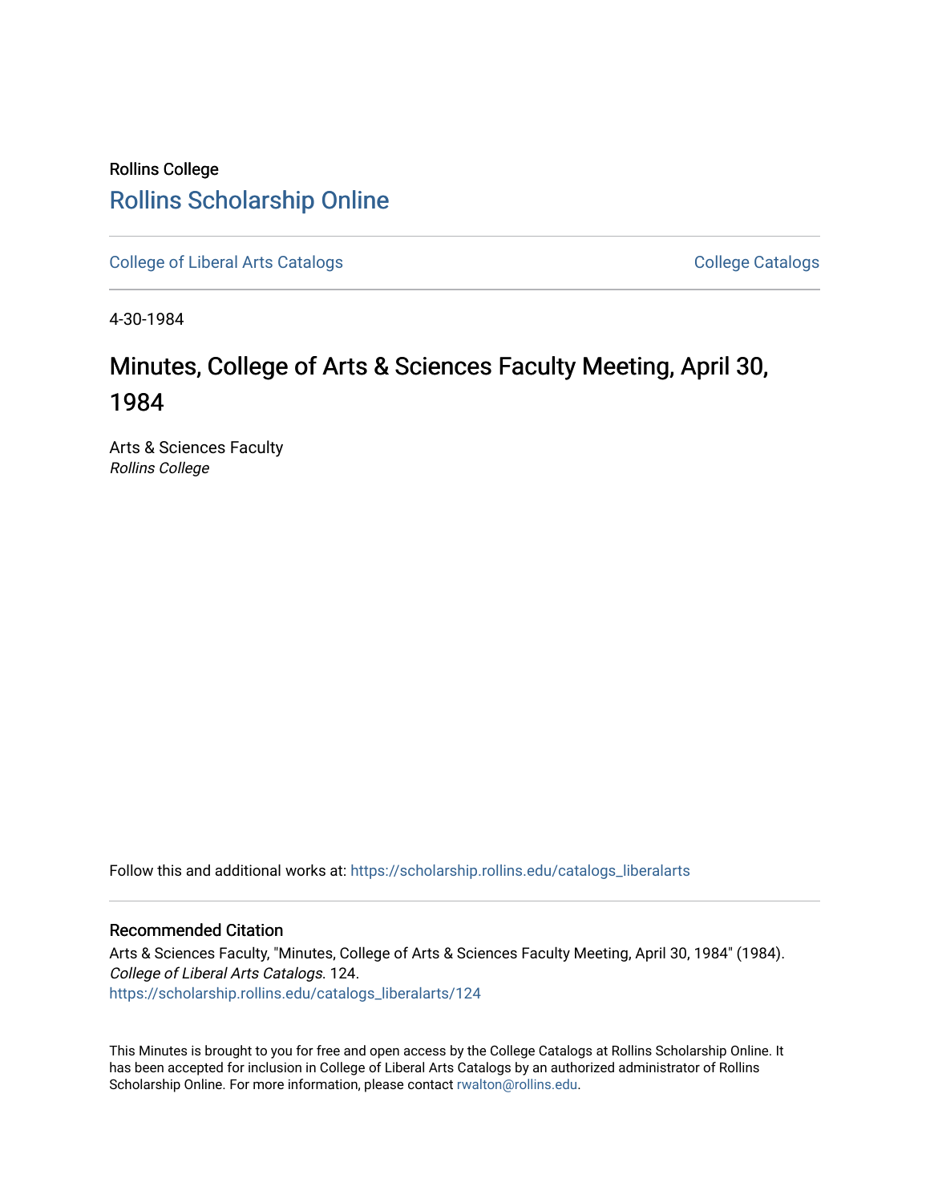Rollins College

# Rollins Scholarship Online

College of Liberal Arts Catalogs

College Catalogs

4-30-1984

# Minutes, College of Arts & Sciences Faculty Meeting, April 30, 1984

Arts & Sciences Faculty
*Rollins College*

Follow this and additional works at: https://scholarship.rollins.edu/catalogs_liberalarts

## Recommended Citation

Arts & Sciences Faculty, "Minutes, College of Arts & Sciences Faculty Meeting, April 30, 1984" (1984). *College of Liberal Arts Catalogs*. 124.
https://scholarship.rollins.edu/catalogs_liberalarts/124

This Minutes is brought to you for free and open access by the College Catalogs at Rollins Scholarship Online. It has been accepted for inclusion in College of Liberal Arts Catalogs by an authorized administrator of Rollins Scholarship Online. For more information, please contact rwalton@rollins.edu.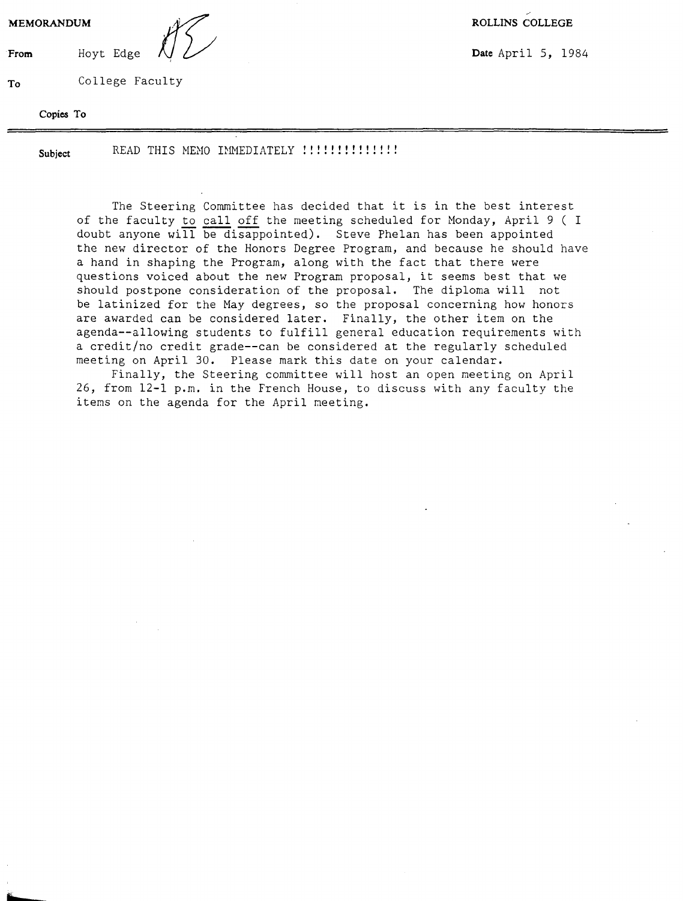**MEMORANDUM** **ROLLINS COLLEGE**

**From** Hoyt Edge **Date** April 5, 1984

**To** College Faculty

**Copies To**

---

**Subject** READ THIS MEMO IMMEDIATELY !!!!!!!!!!!!!!

The Steering Committee has decided that it is in the best interest of the faculty to call off the meeting scheduled for Monday, April 9 ( I doubt anyone will be disappointed). Steve Phelan has been appointed the new director of the Honors Degree Program, and because he should have a hand in shaping the Program, along with the fact that there were questions voiced about the new Program proposal, it seems best that we should postpone consideration of the proposal. The diploma will not be latinized for the May degrees, so the proposal concerning how honors are awarded can be considered later. Finally, the other item on the agenda--allowing students to fulfill general education requirements with a credit/no credit grade--can be considered at the regularly scheduled meeting on April 30. Please mark this date on your calendar.

Finally, the Steering committee will host an open meeting on April 26, from 12-1 p.m. in the French House, to discuss with any faculty the items on the agenda for the April meeting.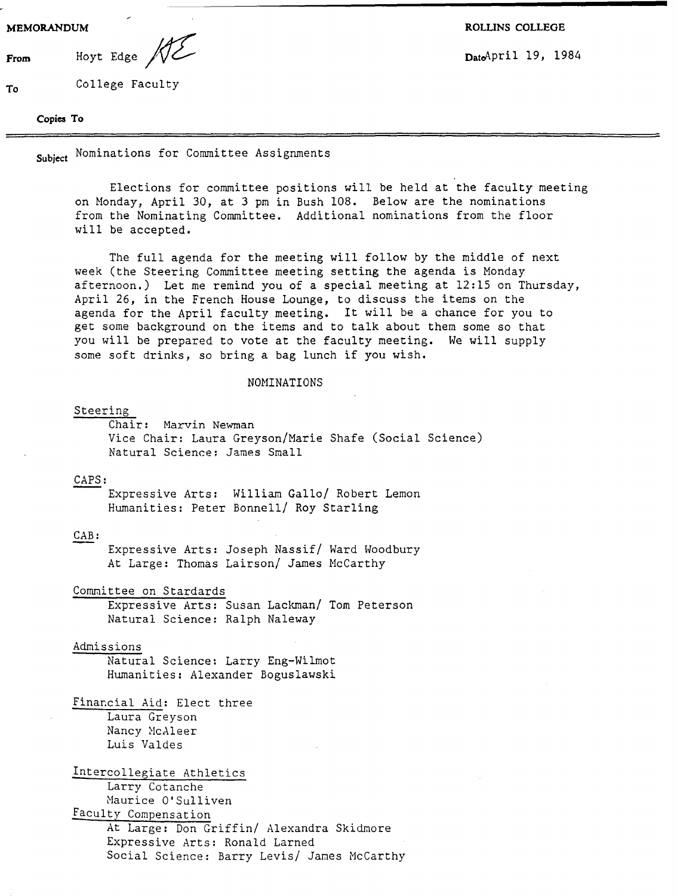**MEMORANDUM** **ROLLINS COLLEGE**

**From** Hoyt Edge HE **Date** April 19, 1984

**To** College Faculty

**Copies To**

**Subject** Nominations for Committee Assignments

Elections for committee positions will be held at the faculty meeting on Monday, April 30, at 3 pm in Bush 108. Below are the nominations from the Nominating Committee. Additional nominations from the floor will be accepted.

The full agenda for the meeting will follow by the middle of next week (the Steering Committee meeting setting the agenda is Monday afternoon.) Let me remind you of a special meeting at 12:15 on Thursday, April 26, in the French House Lounge, to discuss the items on the agenda for the April faculty meeting. It will be a chance for you to get some background on the items and to talk about them some so that you will be prepared to vote at the faculty meeting. We will supply some soft drinks, so bring a bag lunch if you wish.

NOMINATIONS

Steering
- Chair: Marvin Newman
- Vice Chair: Laura Greyson/Marie Shafe (Social Science)
- Natural Science: James Small

CAPS:
- Expressive Arts: William Gallo/ Robert Lemon
- Humanities: Peter Bonnell/ Roy Starling

CAB:
- Expressive Arts: Joseph Nassif/ Ward Woodbury
- At Large: Thomas Lairson/ James McCarthy

Committee on Stardards
- Expressive Arts: Susan Lackman/ Tom Peterson
- Natural Science: Ralph Naleway

Admissions
- Natural Science: Larry Eng-Wilmot
- Humanities: Alexander Boguslawski

Financial Aid: Elect three
- Laura Greyson
- Nancy McAleer
- Luis Valdes

Intercollegiate Athletics
- Larry Cotanche
- Maurice O'Sulliven

Faculty Compensation
- At Large: Don Griffin/ Alexandra Skidmore
- Expressive Arts: Ronald Larned
- Social Science: Barry Levis/ James McCarthy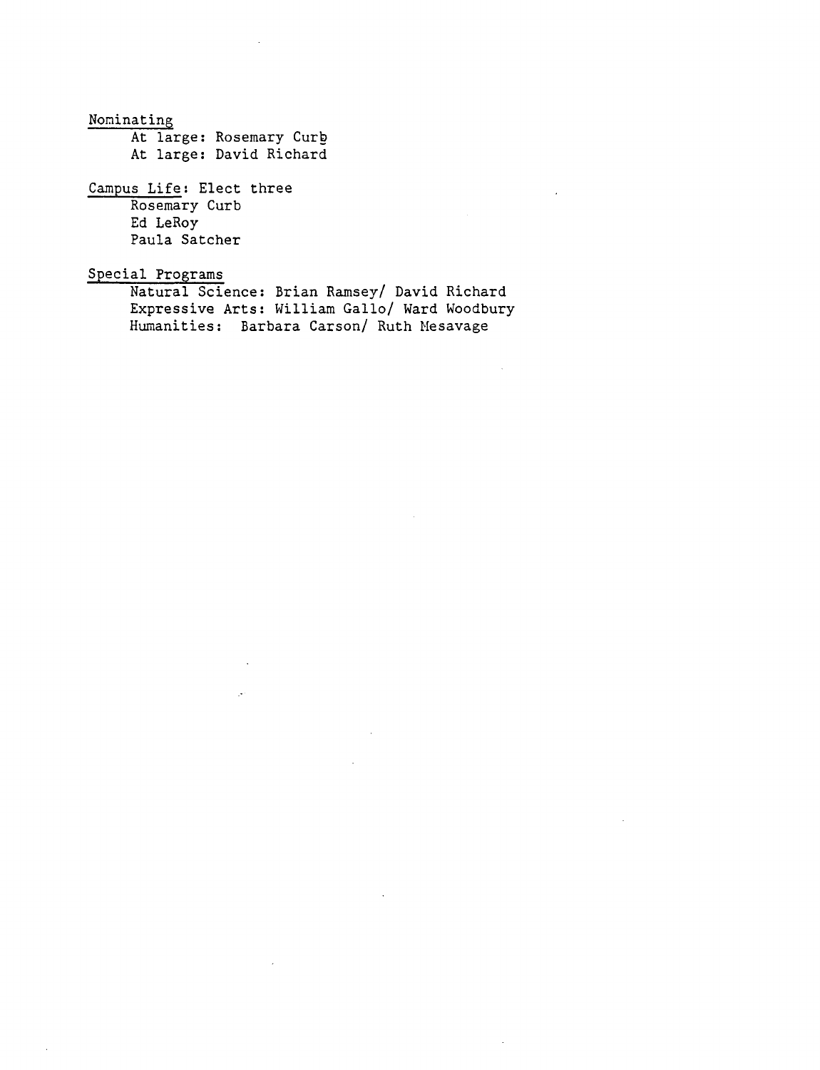<u>Nominating</u>

At large: Rosemary Curb
At large: David Richard

<u>Campus Life</u>: Elect three

Rosemary Curb
Ed LeRoy
Paula Satcher

<u>Special Programs</u>

Natural Science: Brian Ramsey/ David Richard
Expressive Arts: William Gallo/ Ward Woodbury
Humanities: Barbara Carson/ Ruth Mesavage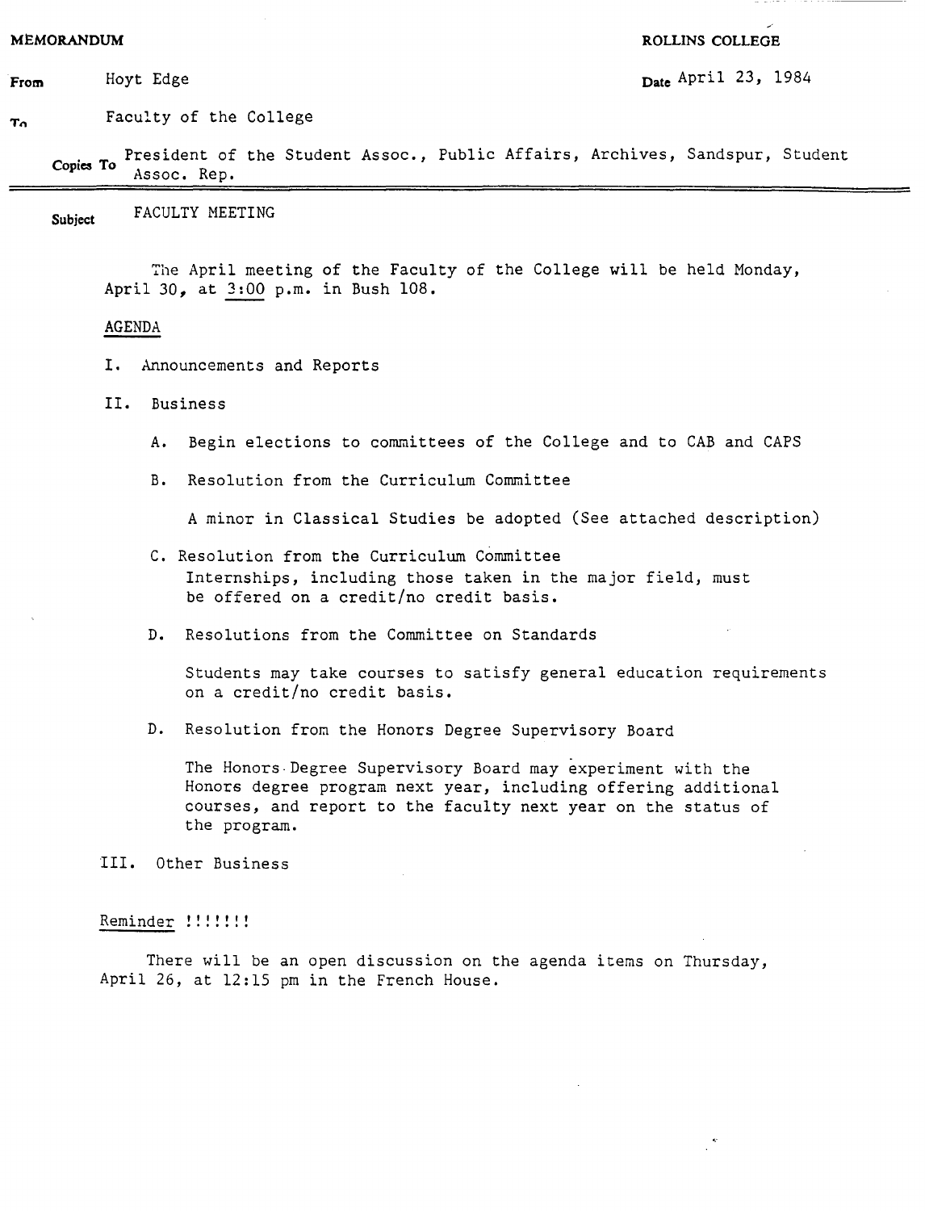**MEMORANDUM** **ROLLINS COLLEGE**

**From** Hoyt Edge **Date** April 23, 1984

**To** Faculty of the College

**Copies To** President of the Student Assoc., Public Affairs, Archives, Sandspur, Student Assoc. Rep.

---

**Subject** FACULTY MEETING

The April meeting of the Faculty of the College will be held Monday, April 30, at 3:00 p.m. in Bush 108.

AGENDA

I. Announcements and Reports

II. Business

A. Begin elections to committees of the College and to CAB and CAPS

B. Resolution from the Curriculum Committee

A minor in Classical Studies be adopted (See attached description)

C. Resolution from the Curriculum Committee
Internships, including those taken in the major field, must be offered on a credit/no credit basis.

D. Resolutions from the Committee on Standards

Students may take courses to satisfy general education requirements on a credit/no credit basis.

D. Resolution from the Honors Degree Supervisory Board

The Honors Degree Supervisory Board may experiment with the Honors degree program next year, including offering additional courses, and report to the faculty next year on the status of the program.

III. Other Business

Reminder !!!!!!!

There will be an open discussion on the agenda items on Thursday, April 26, at 12:15 pm in the French House.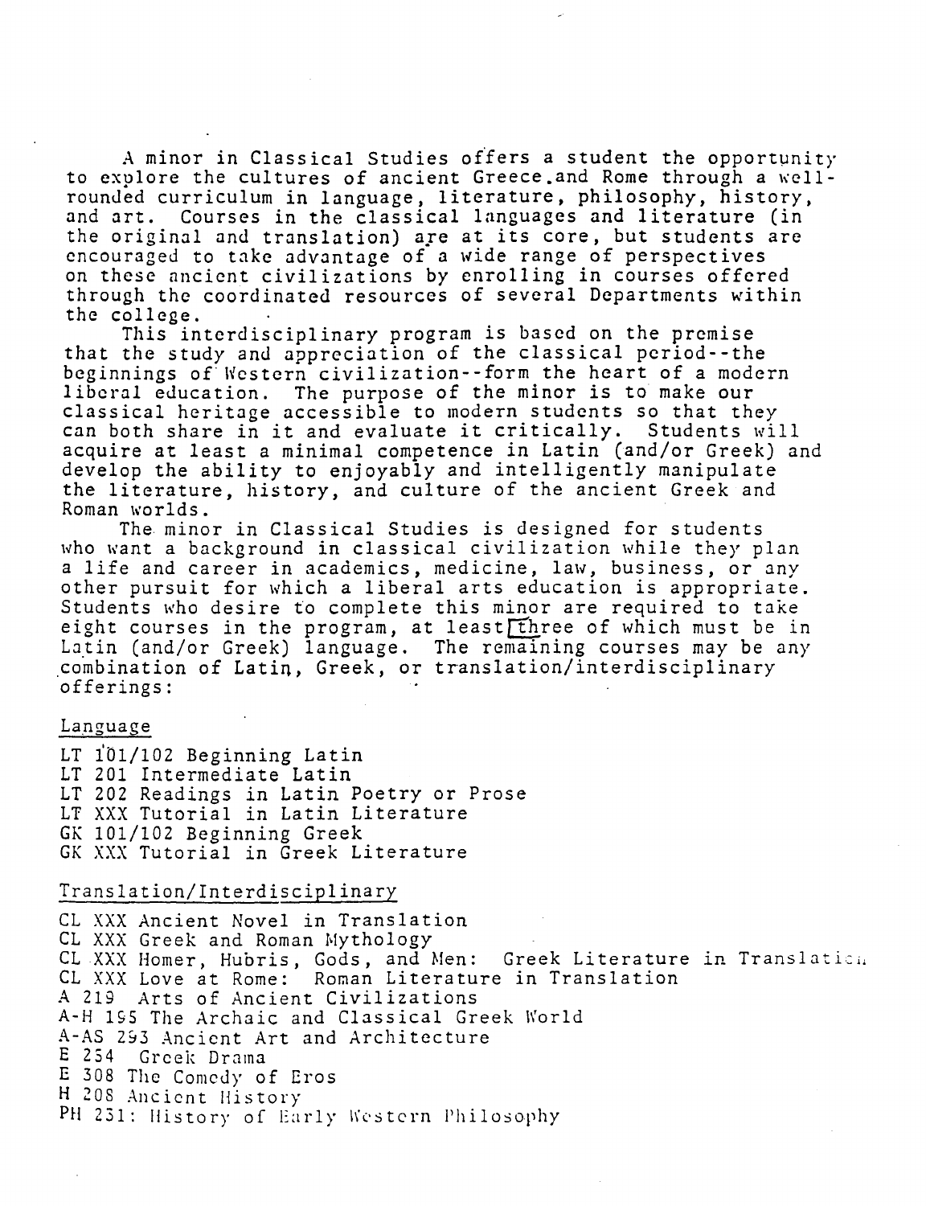A minor in Classical Studies offers a student the opportunity to explore the cultures of ancient Greece and Rome through a well-rounded curriculum in language, literature, philosophy, history, and art. Courses in the classical languages and literature (in the original and translation) are at its core, but students are encouraged to take advantage of a wide range of perspectives on these ancient civilizations by enrolling in courses offered through the coordinated resources of several Departments within the college.

This interdisciplinary program is based on the premise that the study and appreciation of the classical period--the beginnings of Western civilization--form the heart of a modern liberal education. The purpose of the minor is to make our classical heritage accessible to modern students so that they can both share in it and evaluate it critically. Students will acquire at least a minimal competence in Latin (and/or Greek) and develop the ability to enjoyably and intelligently manipulate the literature, history, and culture of the ancient Greek and Roman worlds.

The minor in Classical Studies is designed for students who want a background in classical civilization while they plan a life and career in academics, medicine, law, business, or any other pursuit for which a liberal arts education is appropriate. Students who desire to complete this minor are required to take eight courses in the program, at least three of which must be in Latin (and/or Greek) language. The remaining courses may be any combination of Latin, Greek, or translation/interdisciplinary offerings:

<u>Language</u>

LT 101/102 Beginning Latin
LT 201 Intermediate Latin
LT 202 Readings in Latin Poetry or Prose
LT XXX Tutorial in Latin Literature
GK 101/102 Beginning Greek
GK XXX Tutorial in Greek Literature

<u>Translation/Interdisciplinary</u>

CL XXX Ancient Novel in Translation
CL XXX Greek and Roman Mythology
CL XXX Homer, Hubris, Gods, and Men: Greek Literature in Translation
CL XXX Love at Rome: Roman Literature in Translation
A 219 Arts of Ancient Civilizations
A-H 195 The Archaic and Classical Greek World
A-AS 293 Ancient Art and Architecture
E 254 Greek Drama
E 308 The Comedy of Eros
H 208 Ancient History
PH 231: History of Early Western Philosophy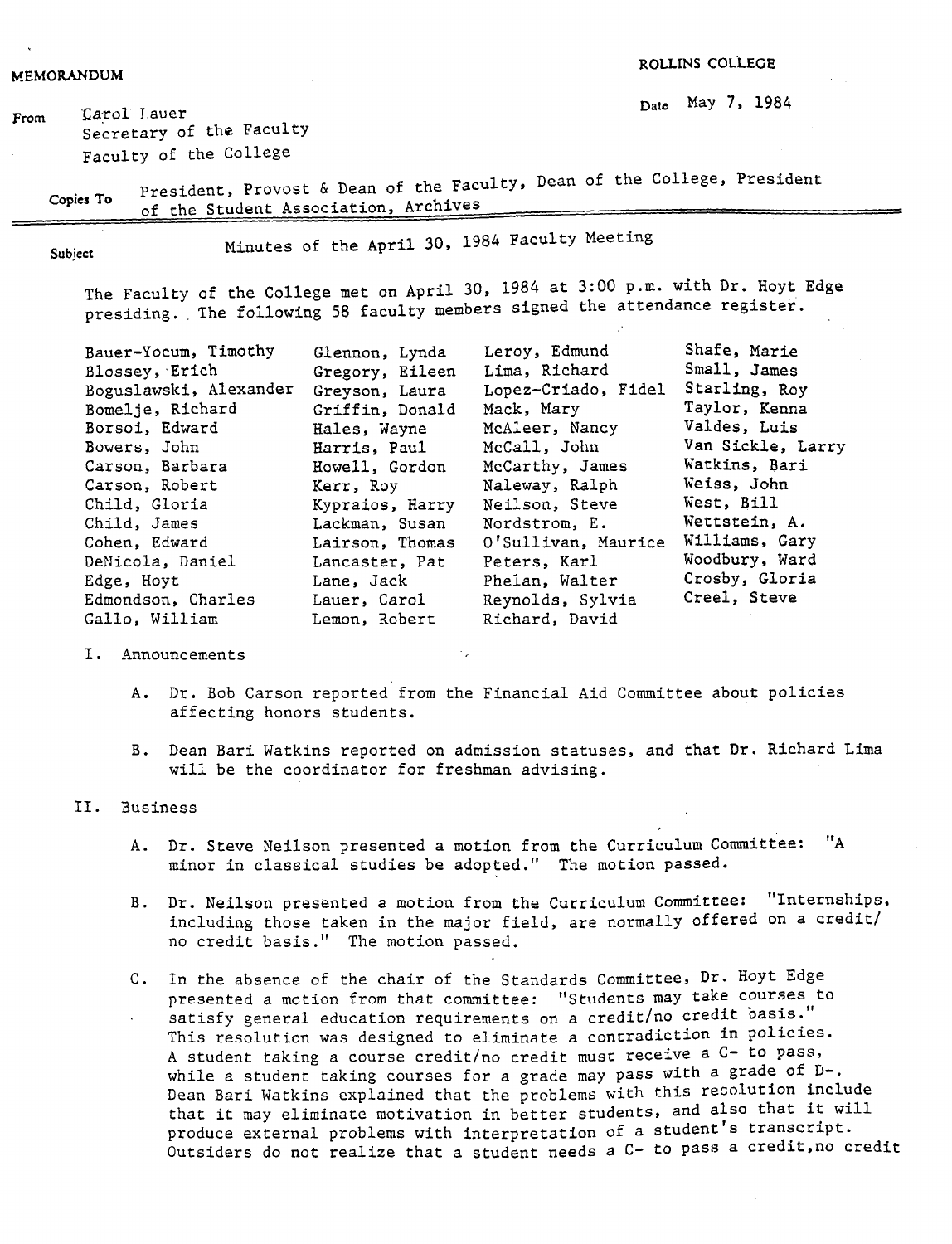MEMORANDUM

ROLLINS COLLEGE

From: Carol Lauer
Secretary of the Faculty
Faculty of the College

Date: May 7, 1984

Copies To: President, Provost & Dean of the Faculty, Dean of the College, President of the Student Association, Archives

Subject: Minutes of the April 30, 1984 Faculty Meeting

The Faculty of the College met on April 30, 1984 at 3:00 p.m. with Dr. Hoyt Edge presiding. The following 58 faculty members signed the attendance register.

| | | | |
|---|---|---|---|
| Bauer-Yocum, Timothy | Glennon, Lynda | Leroy, Edmund | Shafe, Marie |
| Blossey, Erich | Gregory, Eileen | Lima, Richard | Small, James |
| Boguslawski, Alexander | Greyson, Laura | Lopez-Criado, Fidel | Starling, Roy |
| Bomelje, Richard | Griffin, Donald | Mack, Mary | Taylor, Kenna |
| Borsoi, Edward | Hales, Wayne | McAleer, Nancy | Valdes, Luis |
| Bowers, John | Harris, Paul | McCall, John | Van Sickle, Larry |
| Carson, Barbara | Howell, Gordon | McCarthy, James | Watkins, Bari |
| Carson, Robert | Kerr, Roy | Naleway, Ralph | Weiss, John |
| Child, Gloria | Kypraios, Harry | Neilson, Steve | West, Bill |
| Child, James | Lackman, Susan | Nordstrom, E. | Wettstein, A. |
| Cohen, Edward | Lairson, Thomas | O'Sullivan, Maurice | Williams, Gary |
| DeNicola, Daniel | Lancaster, Pat | Peters, Karl | Woodbury, Ward |
| Edge, Hoyt | Lane, Jack | Phelan, Walter | Crosby, Gloria |
| Edmondson, Charles | Lauer, Carol | Reynolds, Sylvia | Creel, Steve |
| Gallo, William | Lemon, Robert | Richard, David | |

I. Announcements

A. Dr. Bob Carson reported from the Financial Aid Committee about policies affecting honors students.

B. Dean Bari Watkins reported on admission statuses, and that Dr. Richard Lima will be the coordinator for freshman advising.

II. Business

A. Dr. Steve Neilson presented a motion from the Curriculum Committee: "A minor in classical studies be adopted." The motion passed.

B. Dr. Neilson presented a motion from the Curriculum Committee: "Internships, including those taken in the major field, are normally offered on a credit/no credit basis." The motion passed.

C. In the absence of the chair of the Standards Committee, Dr. Hoyt Edge presented a motion from that committee: "Students may take courses to satisfy general education requirements on a credit/no credit basis." This resolution was designed to eliminate a contradiction in policies. A student taking a course credit/no credit must receive a C- to pass, while a student taking courses for a grade may pass with a grade of D-. Dean Bari Watkins explained that the problems with this resolution include that it may eliminate motivation in better students, and also that it will produce external problems with interpretation of a student's transcript. Outsiders do not realize that a student needs a C- to pass a credit,no credit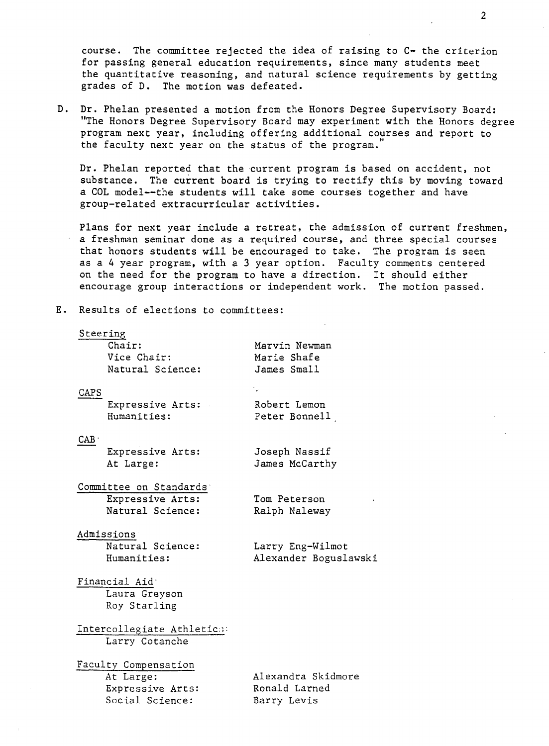course. The committee rejected the idea of raising to C- the criterion for passing general education requirements, since many students meet the quantitative reasoning, and natural science requirements by getting grades of D. The motion was defeated.

D. Dr. Phelan presented a motion from the Honors Degree Supervisory Board: "The Honors Degree Supervisory Board may experiment with the Honors degree program next year, including offering additional courses and report to the faculty next year on the status of the program."

Dr. Phelan reported that the current program is based on accident, not substance. The current board is trying to rectify this by moving toward a COL model--the students will take some courses together and have group-related extracurricular activities.

Plans for next year include a retreat, the admission of current freshmen, a freshman seminar done as a required course, and three special courses that honors students will be encouraged to take. The program is seen as a 4 year program, with a 3 year option. Faculty comments centered on the need for the program to have a direction. It should either encourage group interactions or independent work. The motion passed.

E. Results of elections to committees:

Steering

| | |
|---|---|
| Chair: | Marvin Newman |
| Vice Chair: | Marie Shafe |
| Natural Science: | James Small |

CAPS

| | |
|---|---|
| Expressive Arts: | Robert Lemon |
| Humanities: | Peter Bonnell |

CAB

| | |
|---|---|
| Expressive Arts: | Joseph Nassif |
| At Large: | James McCarthy |

Committee on Standards

| | |
|---|---|
| Expressive Arts: | Tom Peterson |
| Natural Science: | Ralph Naleway |

Admissions

| | |
|---|---|
| Natural Science: | Larry Eng-Wilmot |
| Humanities: | Alexander Boguslawski |

Financial Aid

Laura Greyson
Roy Starling

Intercollegiate Athletics

Larry Cotanche

Faculty Compensation

| | |
|---|---|
| At Large: | Alexandra Skidmore |
| Expressive Arts: | Ronald Larned |
| Social Science: | Barry Levis |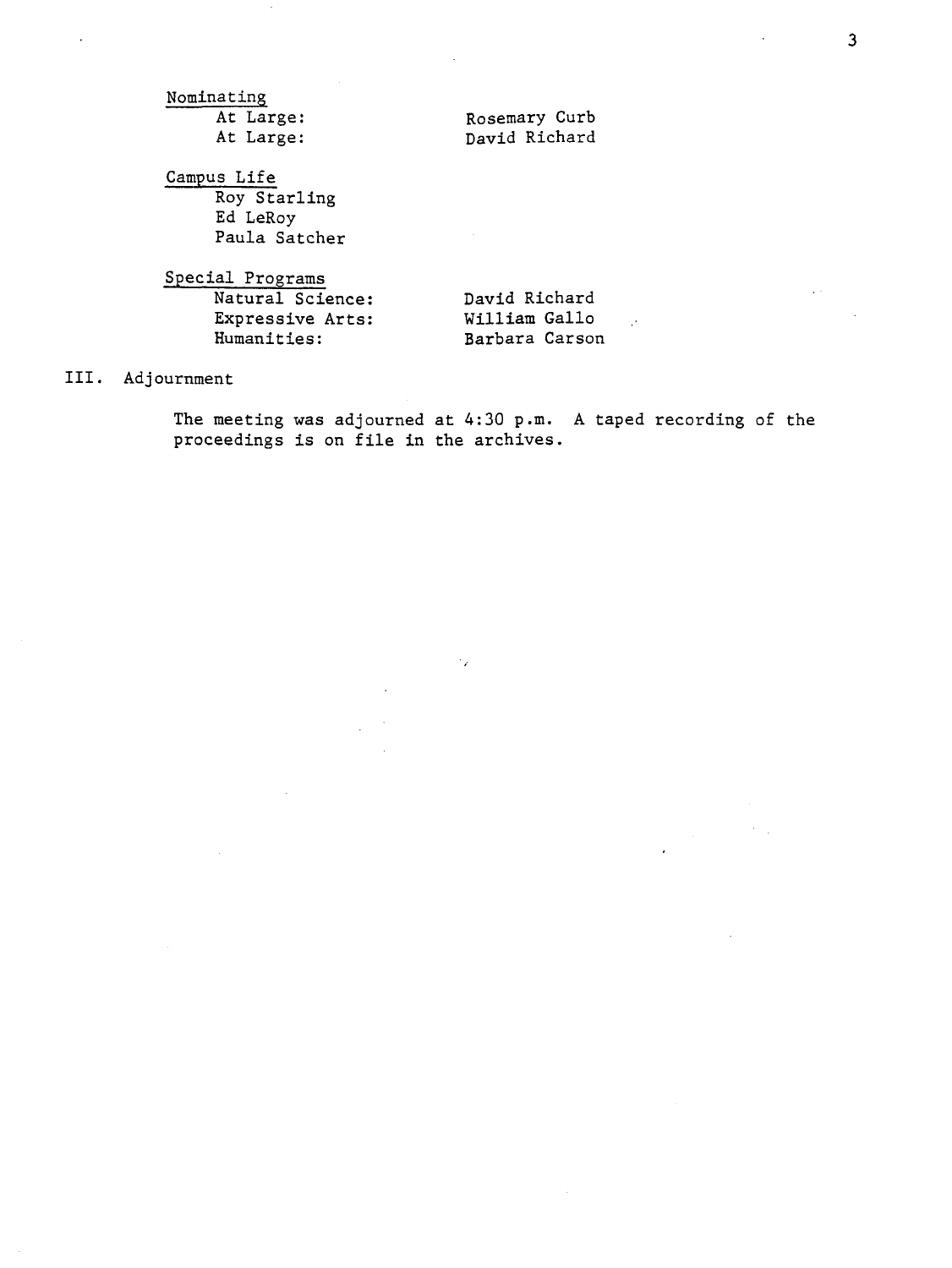Nominating

At Large: Rosemary Curb
At Large: David Richard

Campus Life

Roy Starling
Ed LeRoy
Paula Satcher

Special Programs

Natural Science: David Richard
Expressive Arts: William Gallo
Humanities: Barbara Carson

III. Adjournment

The meeting was adjourned at 4:30 p.m. A taped recording of the proceedings is on file in the archives.